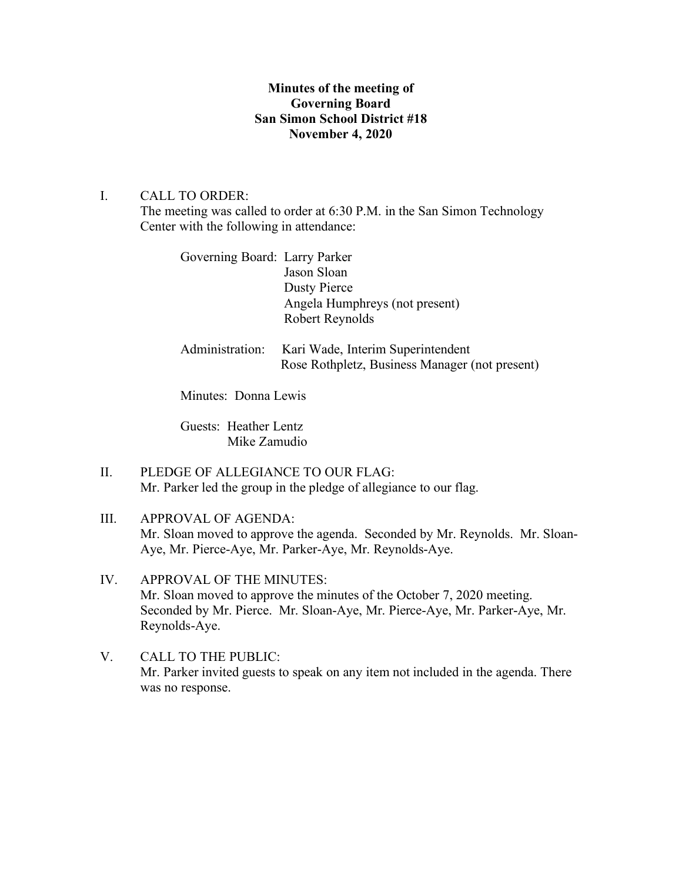**Minutes of the meeting of**
**Governing Board**
**San Simon School District #18**
**November 4, 2020**

I. CALL TO ORDER:
The meeting was called to order at 6:30 P.M. in the San Simon Technology Center with the following in attendance:

Governing Board: Larry Parker
Jason Sloan
Dusty Pierce
Angela Humphreys (not present)
Robert Reynolds

Administration: Kari Wade, Interim Superintendent
Rose Rothpletz, Business Manager (not present)

Minutes: Donna Lewis

Guests: Heather Lentz
Mike Zamudio

II. PLEDGE OF ALLEGIANCE TO OUR FLAG:
Mr. Parker led the group in the pledge of allegiance to our flag.

III. APPROVAL OF AGENDA:
Mr. Sloan moved to approve the agenda. Seconded by Mr. Reynolds. Mr. Sloan-Aye, Mr. Pierce-Aye, Mr. Parker-Aye, Mr. Reynolds-Aye.

IV. APPROVAL OF THE MINUTES:
Mr. Sloan moved to approve the minutes of the October 7, 2020 meeting. Seconded by Mr. Pierce. Mr. Sloan-Aye, Mr. Pierce-Aye, Mr. Parker-Aye, Mr. Reynolds-Aye.

V. CALL TO THE PUBLIC:
Mr. Parker invited guests to speak on any item not included in the agenda. There was no response.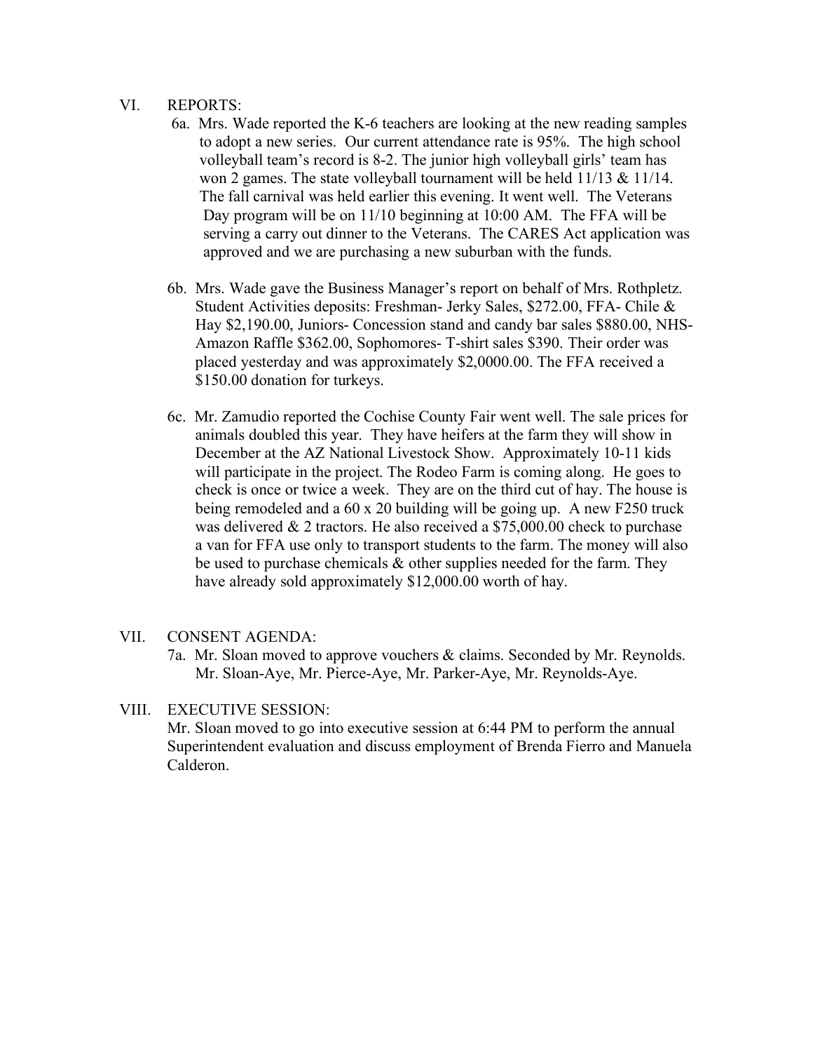VI. REPORTS:

6a. Mrs. Wade reported the K-6 teachers are looking at the new reading samples to adopt a new series. Our current attendance rate is 95%. The high school volleyball team's record is 8-2. The junior high volleyball girls' team has won 2 games. The state volleyball tournament will be held 11/13 & 11/14. The fall carnival was held earlier this evening. It went well. The Veterans Day program will be on 11/10 beginning at 10:00 AM. The FFA will be serving a carry out dinner to the Veterans. The CARES Act application was approved and we are purchasing a new suburban with the funds.

6b. Mrs. Wade gave the Business Manager's report on behalf of Mrs. Rothpletz. Student Activities deposits: Freshman- Jerky Sales, $272.00, FFA- Chile & Hay $2,190.00, Juniors- Concession stand and candy bar sales $880.00, NHS-Amazon Raffle $362.00, Sophomores- T-shirt sales $390. Their order was placed yesterday and was approximately $2,0000.00. The FFA received a $150.00 donation for turkeys.

6c. Mr. Zamudio reported the Cochise County Fair went well. The sale prices for animals doubled this year. They have heifers at the farm they will show in December at the AZ National Livestock Show. Approximately 10-11 kids will participate in the project. The Rodeo Farm is coming along. He goes to check is once or twice a week. They are on the third cut of hay. The house is being remodeled and a 60 x 20 building will be going up. A new F250 truck was delivered & 2 tractors. He also received a $75,000.00 check to purchase a van for FFA use only to transport students to the farm. The money will also be used to purchase chemicals & other supplies needed for the farm. They have already sold approximately $12,000.00 worth of hay.

VII. CONSENT AGENDA:

7a. Mr. Sloan moved to approve vouchers & claims. Seconded by Mr. Reynolds. Mr. Sloan-Aye, Mr. Pierce-Aye, Mr. Parker-Aye, Mr. Reynolds-Aye.

VIII. EXECUTIVE SESSION:

Mr. Sloan moved to go into executive session at 6:44 PM to perform the annual Superintendent evaluation and discuss employment of Brenda Fierro and Manuela Calderon.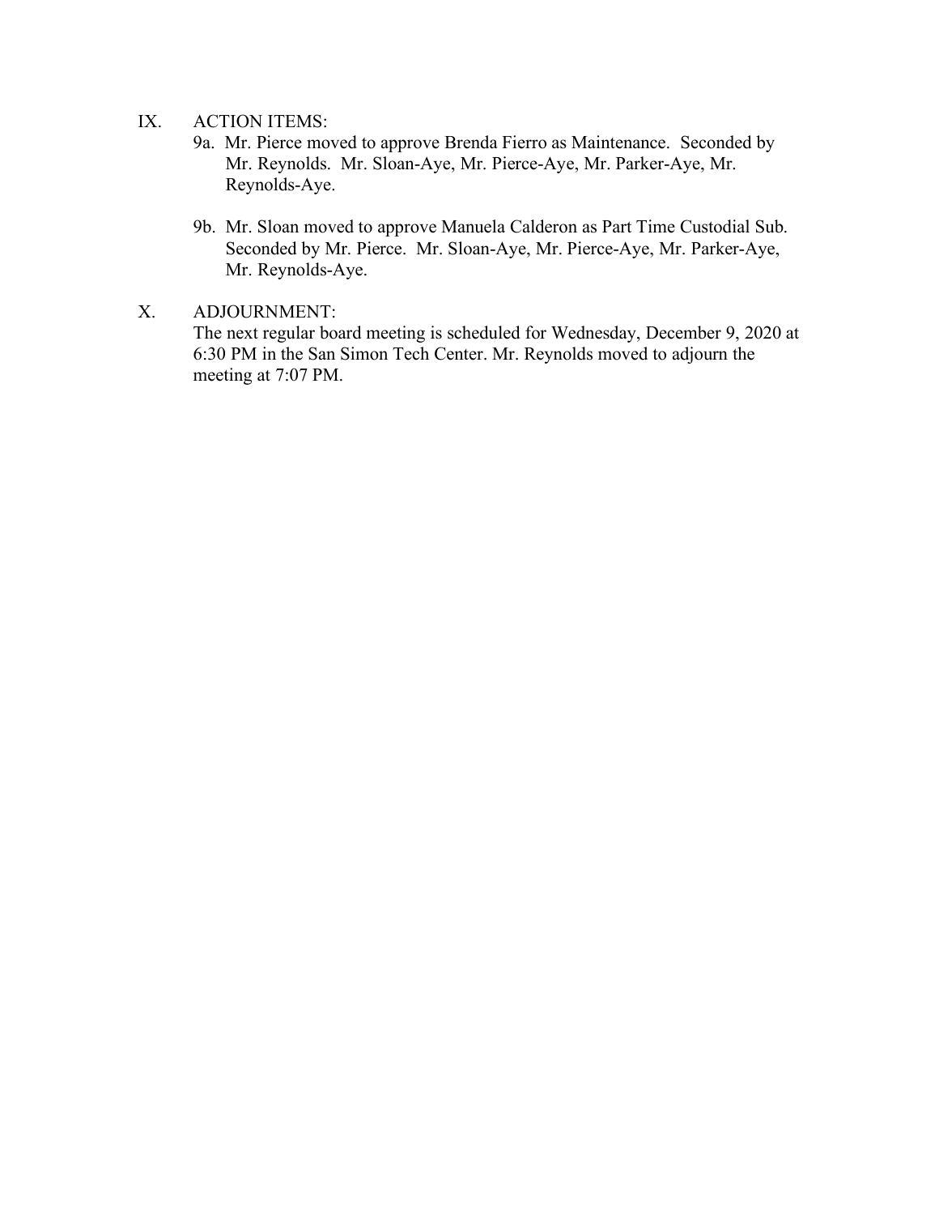IX. ACTION ITEMS:

9a. Mr. Pierce moved to approve Brenda Fierro as Maintenance. Seconded by Mr. Reynolds. Mr. Sloan-Aye, Mr. Pierce-Aye, Mr. Parker-Aye, Mr. Reynolds-Aye.

9b. Mr. Sloan moved to approve Manuela Calderon as Part Time Custodial Sub. Seconded by Mr. Pierce. Mr. Sloan-Aye, Mr. Pierce-Aye, Mr. Parker-Aye, Mr. Reynolds-Aye.

X. ADJOURNMENT:

The next regular board meeting is scheduled for Wednesday, December 9, 2020 at 6:30 PM in the San Simon Tech Center. Mr. Reynolds moved to adjourn the meeting at 7:07 PM.